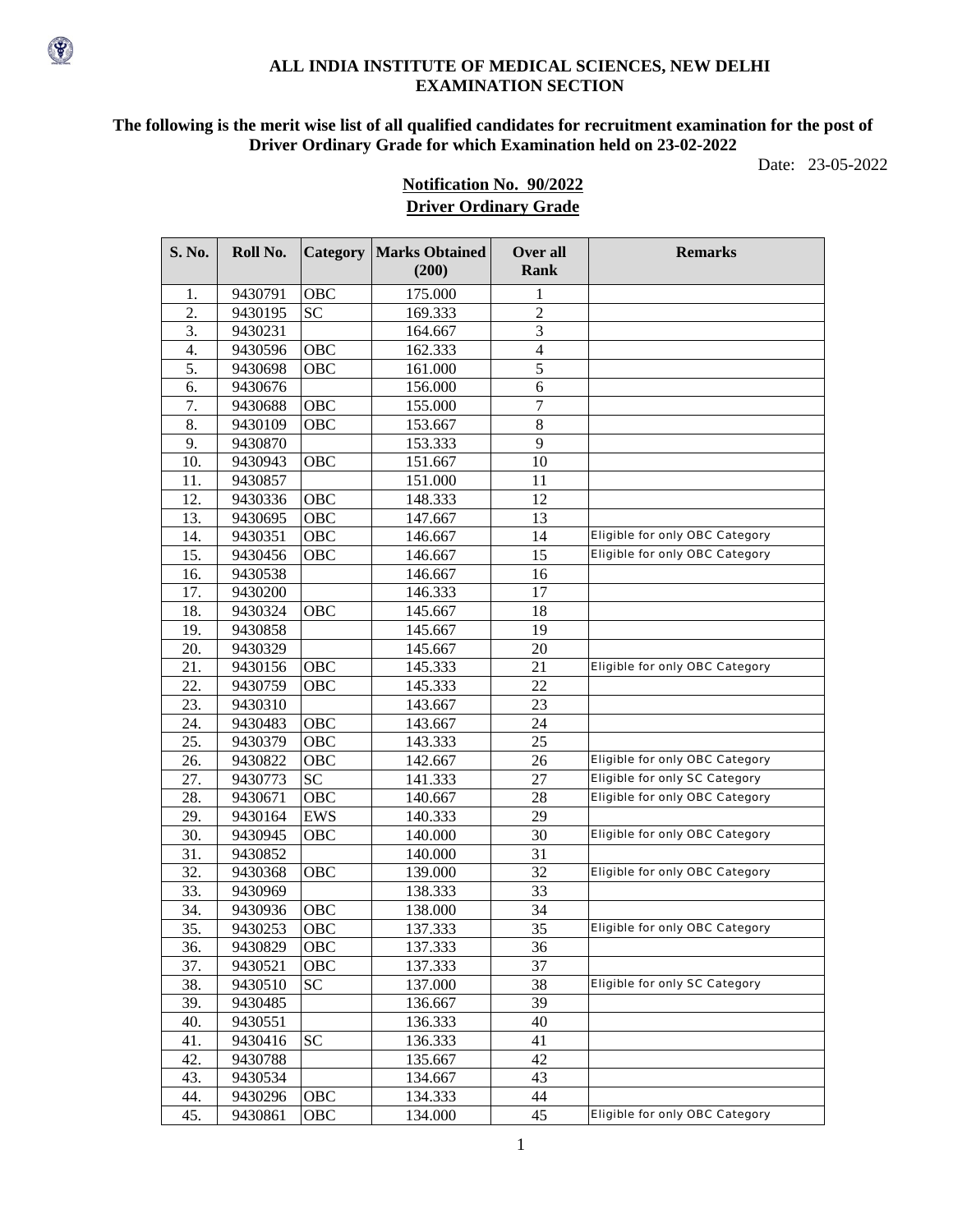**ALL INDIA INSTITUTE OF MEDICAL SCIENCES, NEW DELHI**
**EXAMINATION SECTION**

**The following is the merit wise list of all qualified candidates for recruitment examination for the post of Driver Ordinary Grade for which Examination held on 23-02-2022**

Date: 23-05-2022

**Notification No. 90/2022**

**Driver Ordinary Grade**

| S. No. | Roll No. | Category | Marks Obtained (200) | Over all Rank | Remarks |
|---|---|---|---|---|---|
| 1. | 9430791 | OBC | 175.000 | 1 | |
| 2. | 9430195 | SC | 169.333 | 2 | |
| 3. | 9430231 | | 164.667 | 3 | |
| 4. | 9430596 | OBC | 162.333 | 4 | |
| 5. | 9430698 | OBC | 161.000 | 5 | |
| 6. | 9430676 | | 156.000 | 6 | |
| 7. | 9430688 | OBC | 155.000 | 7 | |
| 8. | 9430109 | OBC | 153.667 | 8 | |
| 9. | 9430870 | | 153.333 | 9 | |
| 10. | 9430943 | OBC | 151.667 | 10 | |
| 11. | 9430857 | | 151.000 | 11 | |
| 12. | 9430336 | OBC | 148.333 | 12 | |
| 13. | 9430695 | OBC | 147.667 | 13 | |
| 14. | 9430351 | OBC | 146.667 | 14 | Eligible for only OBC Category |
| 15. | 9430456 | OBC | 146.667 | 15 | Eligible for only OBC Category |
| 16. | 9430538 | | 146.667 | 16 | |
| 17. | 9430200 | | 146.333 | 17 | |
| 18. | 9430324 | OBC | 145.667 | 18 | |
| 19. | 9430858 | | 145.667 | 19 | |
| 20. | 9430329 | | 145.667 | 20 | |
| 21. | 9430156 | OBC | 145.333 | 21 | Eligible for only OBC Category |
| 22. | 9430759 | OBC | 145.333 | 22 | |
| 23. | 9430310 | | 143.667 | 23 | |
| 24. | 9430483 | OBC | 143.667 | 24 | |
| 25. | 9430379 | OBC | 143.333 | 25 | |
| 26. | 9430822 | OBC | 142.667 | 26 | Eligible for only OBC Category |
| 27. | 9430773 | SC | 141.333 | 27 | Eligible for only SC Category |
| 28. | 9430671 | OBC | 140.667 | 28 | Eligible for only OBC Category |
| 29. | 9430164 | EWS | 140.333 | 29 | |
| 30. | 9430945 | OBC | 140.000 | 30 | Eligible for only OBC Category |
| 31. | 9430852 | | 140.000 | 31 | |
| 32. | 9430368 | OBC | 139.000 | 32 | Eligible for only OBC Category |
| 33. | 9430969 | | 138.333 | 33 | |
| 34. | 9430936 | OBC | 138.000 | 34 | |
| 35. | 9430253 | OBC | 137.333 | 35 | Eligible for only OBC Category |
| 36. | 9430829 | OBC | 137.333 | 36 | |
| 37. | 9430521 | OBC | 137.333 | 37 | |
| 38. | 9430510 | SC | 137.000 | 38 | Eligible for only SC Category |
| 39. | 9430485 | | 136.667 | 39 | |
| 40. | 9430551 | | 136.333 | 40 | |
| 41. | 9430416 | SC | 136.333 | 41 | |
| 42. | 9430788 | | 135.667 | 42 | |
| 43. | 9430534 | | 134.667 | 43 | |
| 44. | 9430296 | OBC | 134.333 | 44 | |
| 45. | 9430861 | OBC | 134.000 | 45 | Eligible for only OBC Category |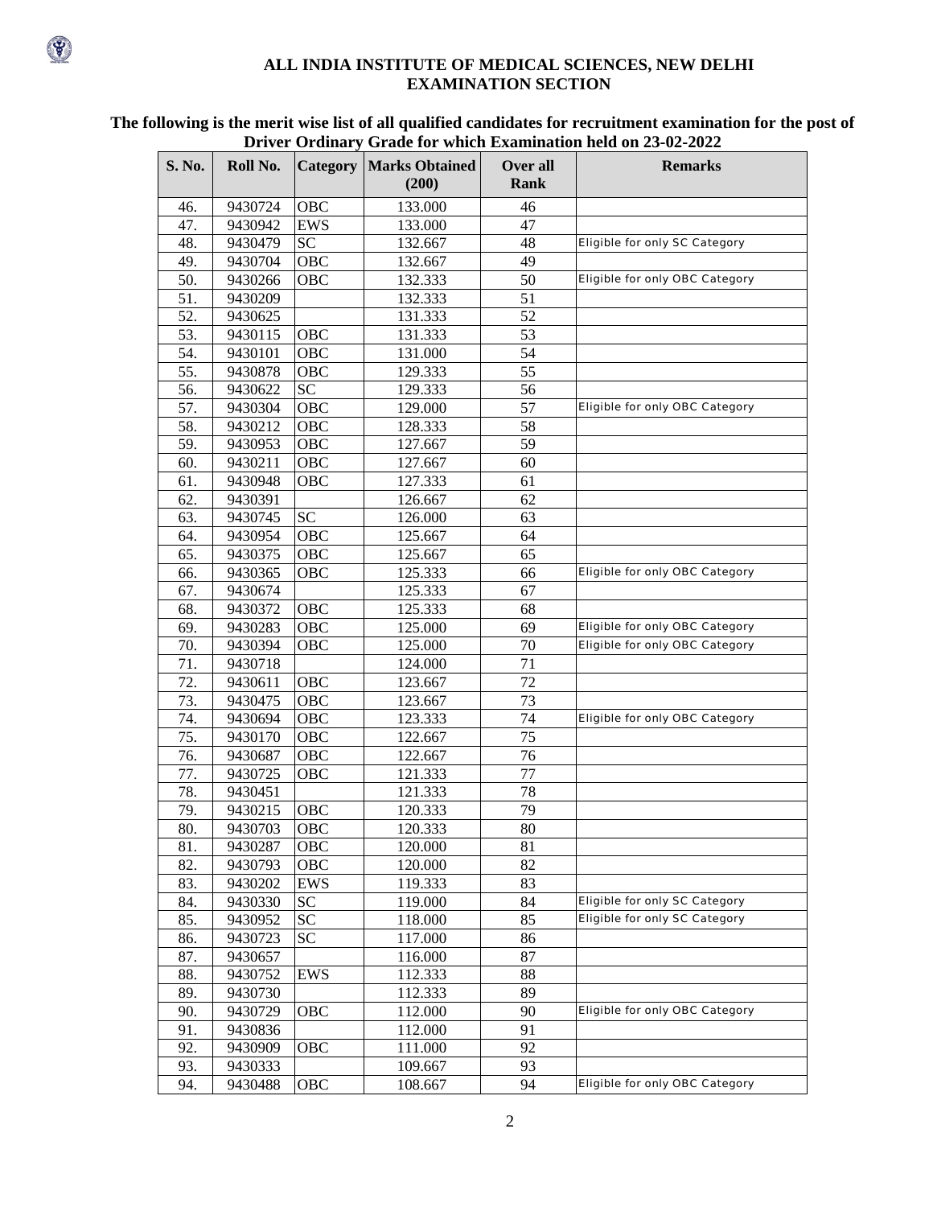**ALL INDIA INSTITUTE OF MEDICAL SCIENCES, NEW DELHI**
**EXAMINATION SECTION**

**The following is the merit wise list of all qualified candidates for recruitment examination for the post of Driver Ordinary Grade for which Examination held on 23-02-2022**

| S. No. | Roll No. | Category | Marks Obtained (200) | Over all Rank | Remarks |
|---|---|---|---|---|---|
| 46. | 9430724 | OBC | 133.000 | 46 | |
| 47. | 9430942 | EWS | 133.000 | 47 | |
| 48. | 9430479 | SC | 132.667 | 48 | Eligible for only SC Category |
| 49. | 9430704 | OBC | 132.667 | 49 | |
| 50. | 9430266 | OBC | 132.333 | 50 | Eligible for only OBC Category |
| 51. | 9430209 | | 132.333 | 51 | |
| 52. | 9430625 | | 131.333 | 52 | |
| 53. | 9430115 | OBC | 131.333 | 53 | |
| 54. | 9430101 | OBC | 131.000 | 54 | |
| 55. | 9430878 | OBC | 129.333 | 55 | |
| 56. | 9430622 | SC | 129.333 | 56 | |
| 57. | 9430304 | OBC | 129.000 | 57 | Eligible for only OBC Category |
| 58. | 9430212 | OBC | 128.333 | 58 | |
| 59. | 9430953 | OBC | 127.667 | 59 | |
| 60. | 9430211 | OBC | 127.667 | 60 | |
| 61. | 9430948 | OBC | 127.333 | 61 | |
| 62. | 9430391 | | 126.667 | 62 | |
| 63. | 9430745 | SC | 126.000 | 63 | |
| 64. | 9430954 | OBC | 125.667 | 64 | |
| 65. | 9430375 | OBC | 125.667 | 65 | |
| 66. | 9430365 | OBC | 125.333 | 66 | Eligible for only OBC Category |
| 67. | 9430674 | | 125.333 | 67 | |
| 68. | 9430372 | OBC | 125.333 | 68 | |
| 69. | 9430283 | OBC | 125.000 | 69 | Eligible for only OBC Category |
| 70. | 9430394 | OBC | 125.000 | 70 | Eligible for only OBC Category |
| 71. | 9430718 | | 124.000 | 71 | |
| 72. | 9430611 | OBC | 123.667 | 72 | |
| 73. | 9430475 | OBC | 123.667 | 73 | |
| 74. | 9430694 | OBC | 123.333 | 74 | Eligible for only OBC Category |
| 75. | 9430170 | OBC | 122.667 | 75 | |
| 76. | 9430687 | OBC | 122.667 | 76 | |
| 77. | 9430725 | OBC | 121.333 | 77 | |
| 78. | 9430451 | | 121.333 | 78 | |
| 79. | 9430215 | OBC | 120.333 | 79 | |
| 80. | 9430703 | OBC | 120.333 | 80 | |
| 81. | 9430287 | OBC | 120.000 | 81 | |
| 82. | 9430793 | OBC | 120.000 | 82 | |
| 83. | 9430202 | EWS | 119.333 | 83 | |
| 84. | 9430330 | SC | 119.000 | 84 | Eligible for only SC Category |
| 85. | 9430952 | SC | 118.000 | 85 | Eligible for only SC Category |
| 86. | 9430723 | SC | 117.000 | 86 | |
| 87. | 9430657 | | 116.000 | 87 | |
| 88. | 9430752 | EWS | 112.333 | 88 | |
| 89. | 9430730 | | 112.333 | 89 | |
| 90. | 9430729 | OBC | 112.000 | 90 | Eligible for only OBC Category |
| 91. | 9430836 | | 112.000 | 91 | |
| 92. | 9430909 | OBC | 111.000 | 92 | |
| 93. | 9430333 | | 109.667 | 93 | |
| 94. | 9430488 | OBC | 108.667 | 94 | Eligible for only OBC Category |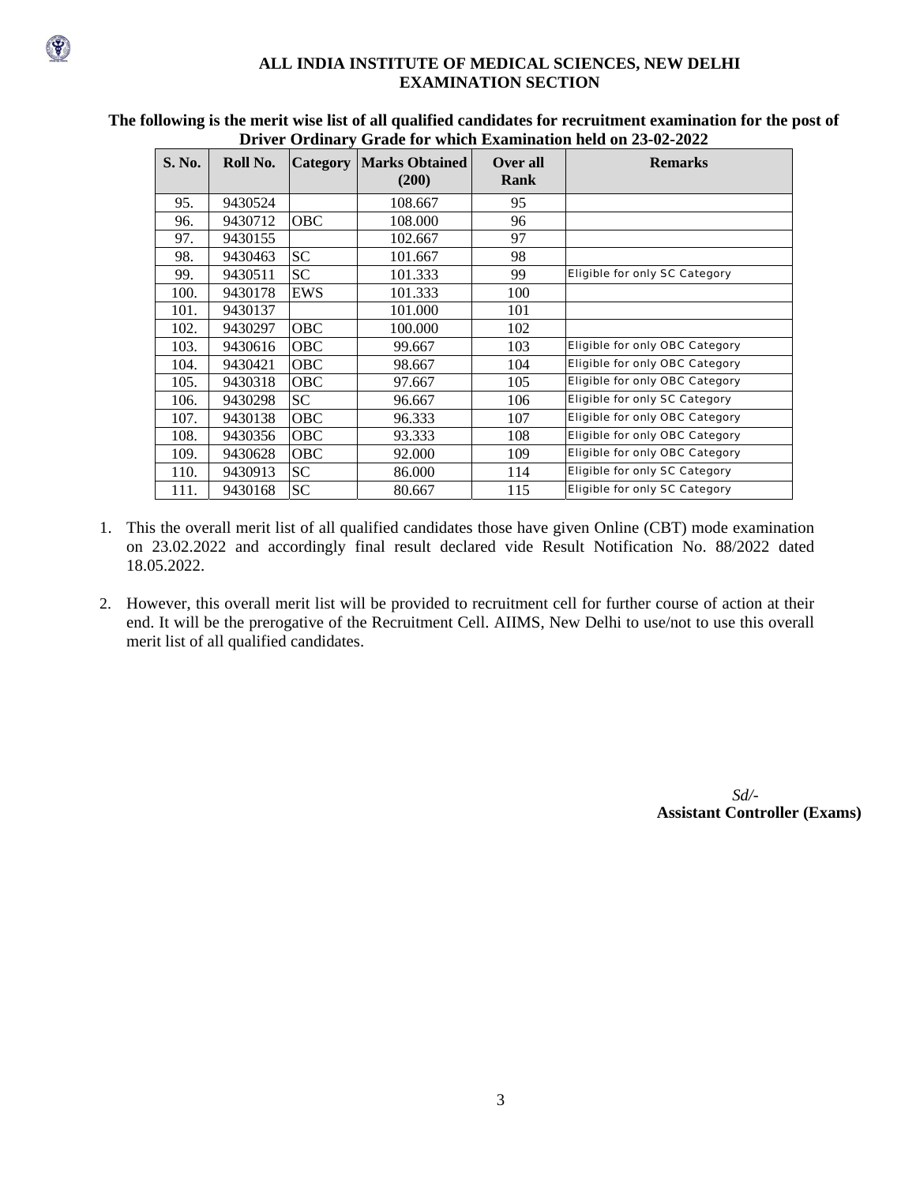**ALL INDIA INSTITUTE OF MEDICAL SCIENCES, NEW DELHI**
**EXAMINATION SECTION**

**The following is the merit wise list of all qualified candidates for recruitment examination for the post of Driver Ordinary Grade for which Examination held on 23-02-2022**

| S. No. | Roll No. | Category | Marks Obtained (200) | Over all Rank | Remarks |
|---|---|---|---|---|---|
| 95. | 9430524 | | 108.667 | 95 | |
| 96. | 9430712 | OBC | 108.000 | 96 | |
| 97. | 9430155 | | 102.667 | 97 | |
| 98. | 9430463 | SC | 101.667 | 98 | |
| 99. | 9430511 | SC | 101.333 | 99 | Eligible for only SC Category |
| 100. | 9430178 | EWS | 101.333 | 100 | |
| 101. | 9430137 | | 101.000 | 101 | |
| 102. | 9430297 | OBC | 100.000 | 102 | |
| 103. | 9430616 | OBC | 99.667 | 103 | Eligible for only OBC Category |
| 104. | 9430421 | OBC | 98.667 | 104 | Eligible for only OBC Category |
| 105. | 9430318 | OBC | 97.667 | 105 | Eligible for only OBC Category |
| 106. | 9430298 | SC | 96.667 | 106 | Eligible for only SC Category |
| 107. | 9430138 | OBC | 96.333 | 107 | Eligible for only OBC Category |
| 108. | 9430356 | OBC | 93.333 | 108 | Eligible for only OBC Category |
| 109. | 9430628 | OBC | 92.000 | 109 | Eligible for only OBC Category |
| 110. | 9430913 | SC | 86.000 | 114 | Eligible for only SC Category |
| 111. | 9430168 | SC | 80.667 | 115 | Eligible for only SC Category |

1. This the overall merit list of all qualified candidates those have given Online (CBT) mode examination on 23.02.2022 and accordingly final result declared vide Result Notification No. 88/2022 dated 18.05.2022.

2. However, this overall merit list will be provided to recruitment cell for further course of action at their end. It will be the prerogative of the Recruitment Cell. AIIMS, New Delhi to use/not to use this overall merit list of all qualified candidates.

*Sd/-*
**Assistant Controller (Exams)**